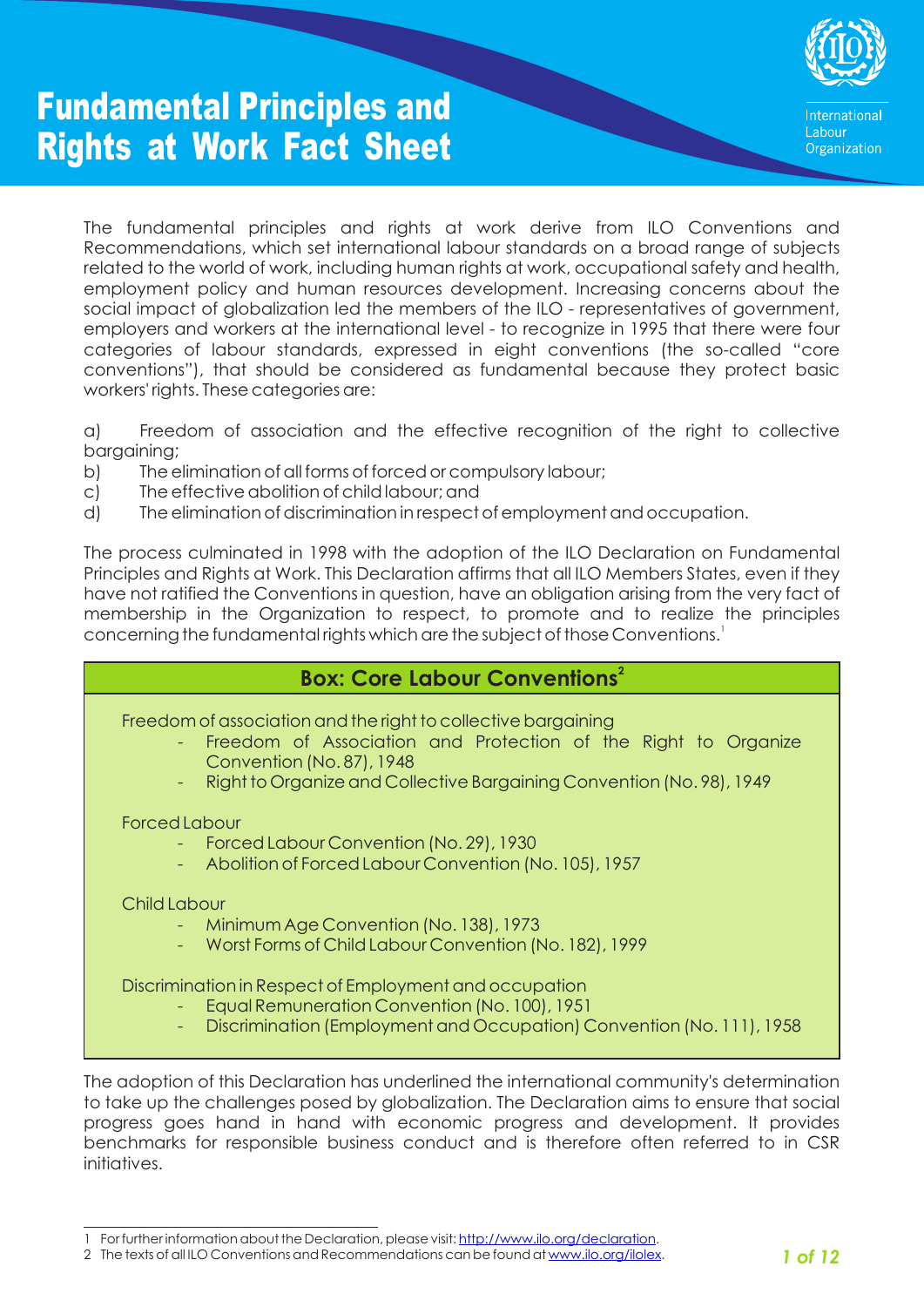# Fundamental Principles and Rights at Work Fact Sheet

International Labour Organization

The fundamental principles and rights at work derive from ILO Conventions and Recommendations, which set international labour standards on a broad range of subjects related to the world of work, including human rights at work, occupational safety and health, employment policy and human resources development. Increasing concerns about the social impact of globalization led the members of the ILO - representatives of government, employers and workers at the international level - to recognize in 1995 that there were four categories of labour standards, expressed in eight conventions (the so-called "core conventions"), that should be considered as fundamental because they protect basic workers' rights. These categories are:

a) Freedom of association and the effective recognition of the right to collective bargaining;
b) The elimination of all forms of forced or compulsory labour;
c) The effective abolition of child labour; and
d) The elimination of discrimination in respect of employment and occupation.

The process culminated in 1998 with the adoption of the ILO Declaration on Fundamental Principles and Rights at Work. This Declaration affirms that all ILO Members States, even if they have not ratified the Conventions in question, have an obligation arising from the very fact of membership in the Organization to respect, to promote and to realize the principles concerning the fundamental rights which are the subject of those Conventions.[1]

**Box: Core Labour Conventions[2]**

Freedom of association and the right to collective bargaining
- Freedom of Association and Protection of the Right to Organize Convention (No. 87), 1948
- Right to Organize and Collective Bargaining Convention (No. 98), 1949

Forced Labour
- Forced Labour Convention (No. 29), 1930
- Abolition of Forced Labour Convention (No. 105), 1957

Child Labour
- Minimum Age Convention (No. 138), 1973
- Worst Forms of Child Labour Convention (No. 182), 1999

Discrimination in Respect of Employment and occupation
- Equal Remuneration Convention (No. 100), 1951
- Discrimination (Employment and Occupation) Convention (No. 111), 1958

The adoption of this Declaration has underlined the international community's determination to take up the challenges posed by globalization. The Declaration aims to ensure that social progress goes hand in hand with economic progress and development. It provides benchmarks for responsible business conduct and is therefore often referred to in CSR initiatives.

---

1 For further information about the Declaration, please visit: http://www.ilo.org/declaration.

2 The texts of all ILO Conventions and Recommendations can be found at www.ilo.org/ilolex.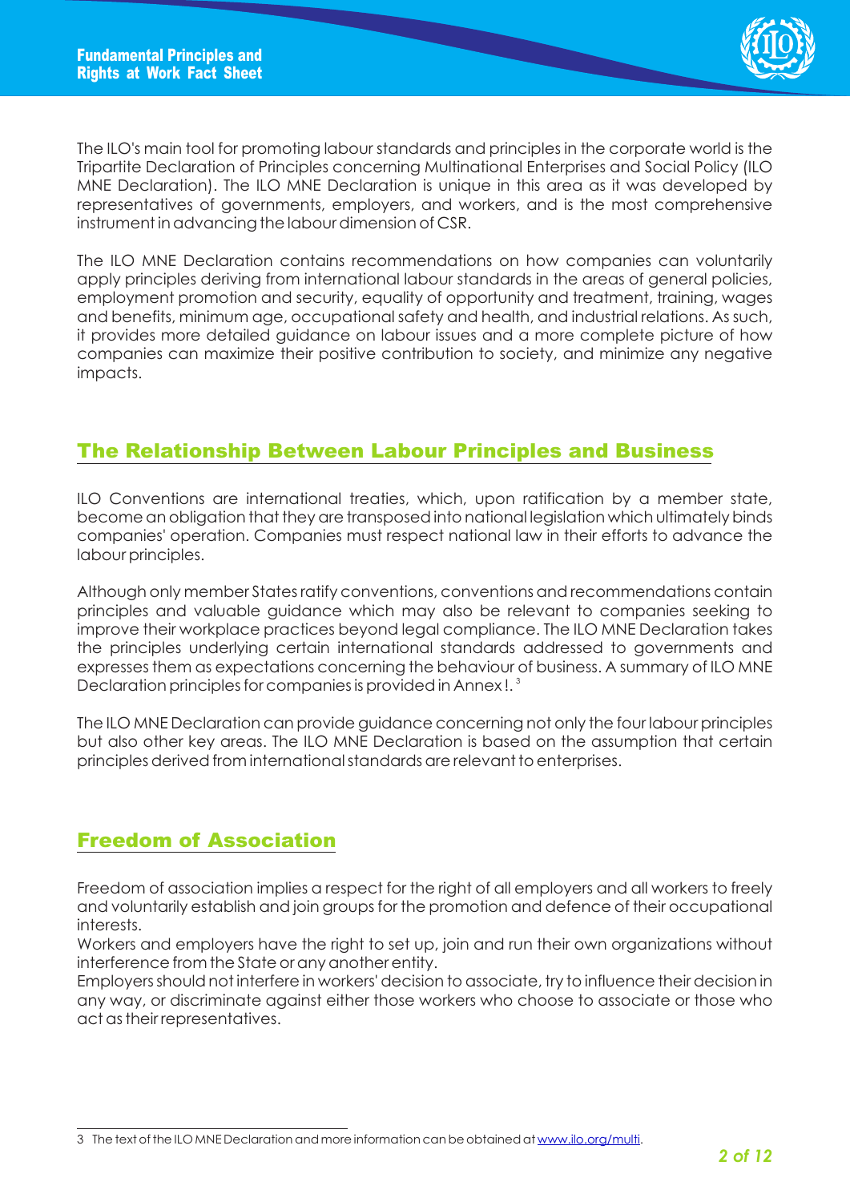The ILO's main tool for promoting labour standards and principles in the corporate world is the Tripartite Declaration of Principles concerning Multinational Enterprises and Social Policy (ILO MNE Declaration). The ILO MNE Declaration is unique in this area as it was developed by representatives of governments, employers, and workers, and is the most comprehensive instrument in advancing the labour dimension of CSR.

The ILO MNE Declaration contains recommendations on how companies can voluntarily apply principles deriving from international labour standards in the areas of general policies, employment promotion and security, equality of opportunity and treatment, training, wages and benefits, minimum age, occupational safety and health, and industrial relations. As such, it provides more detailed guidance on labour issues and a more complete picture of how companies can maximize their positive contribution to society, and minimize any negative impacts.

## The Relationship Between Labour Principles and Business

ILO Conventions are international treaties, which, upon ratification by a member state, become an obligation that they are transposed into national legislation which ultimately binds companies' operation. Companies must respect national law in their efforts to advance the labour principles.

Although only member States ratify conventions, conventions and recommendations contain principles and valuable guidance which may also be relevant to companies seeking to improve their workplace practices beyond legal compliance. The ILO MNE Declaration takes the principles underlying certain international standards addressed to governments and expresses them as expectations concerning the behaviour of business. A summary of ILO MNE Declaration principles for companies is provided in Annex I.[3]

The ILO MNE Declaration can provide guidance concerning not only the four labour principles but also other key areas. The ILO MNE Declaration is based on the assumption that certain principles derived from international standards are relevant to enterprises.

## Freedom of Association

Freedom of association implies a respect for the right of all employers and all workers to freely and voluntarily establish and join groups for the promotion and defence of their occupational interests.
Workers and employers have the right to set up, join and run their own organizations without interference from the State or any another entity.
Employers should not interfere in workers' decision to associate, try to influence their decision in any way, or discriminate against either those workers who choose to associate or those who act as their representatives.

---

3 The text of the ILO MNE Declaration and more information can be obtained at www.ilo.org/multi.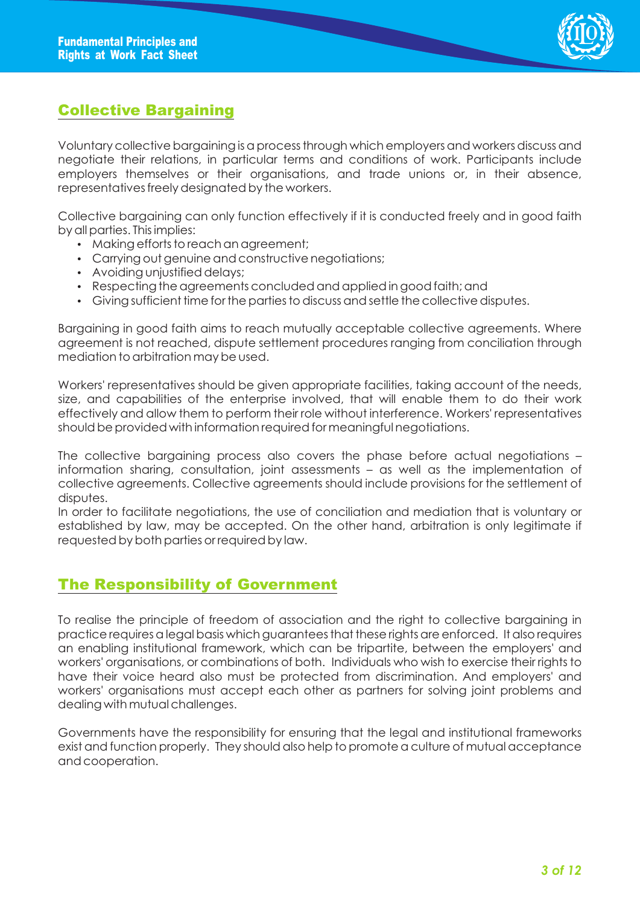## Collective Bargaining

Voluntary collective bargaining is a process through which employers and workers discuss and negotiate their relations, in particular terms and conditions of work. Participants include employers themselves or their organisations, and trade unions or, in their absence, representatives freely designated by the workers.

Collective bargaining can only function effectively if it is conducted freely and in good faith by all parties. This implies:

- Making efforts to reach an agreement;
- Carrying out genuine and constructive negotiations;
- Avoiding unjustified delays;
- Respecting the agreements concluded and applied in good faith; and
- Giving sufficient time for the parties to discuss and settle the collective disputes.

Bargaining in good faith aims to reach mutually acceptable collective agreements. Where agreement is not reached, dispute settlement procedures ranging from conciliation through mediation to arbitration may be used.

Workers' representatives should be given appropriate facilities, taking account of the needs, size, and capabilities of the enterprise involved, that will enable them to do their work effectively and allow them to perform their role without interference. Workers' representatives should be provided with information required for meaningful negotiations.

The collective bargaining process also covers the phase before actual negotiations – information sharing, consultation, joint assessments – as well as the implementation of collective agreements. Collective agreements should include provisions for the settlement of disputes.

In order to facilitate negotiations, the use of conciliation and mediation that is voluntary or established by law, may be accepted. On the other hand, arbitration is only legitimate if requested by both parties or required by law.

## The Responsibility of Government

To realise the principle of freedom of association and the right to collective bargaining in practice requires a legal basis which guarantees that these rights are enforced. It also requires an enabling institutional framework, which can be tripartite, between the employers' and workers' organisations, or combinations of both. Individuals who wish to exercise their rights to have their voice heard also must be protected from discrimination. And employers' and workers' organisations must accept each other as partners for solving joint problems and dealing with mutual challenges.

Governments have the responsibility for ensuring that the legal and institutional frameworks exist and function properly. They should also help to promote a culture of mutual acceptance and cooperation.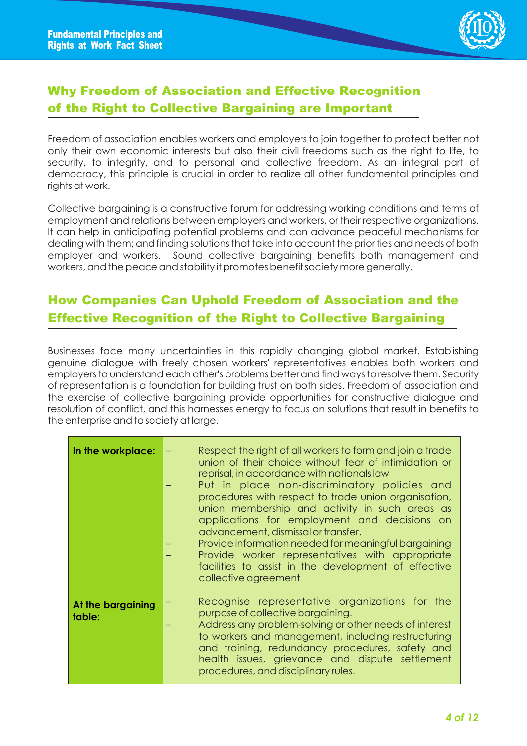## Why Freedom of Association and Effective Recognition of the Right to Collective Bargaining are Important

Freedom of association enables workers and employers to join together to protect better not only their own economic interests but also their civil freedoms such as the right to life, to security, to integrity, and to personal and collective freedom. As an integral part of democracy, this principle is crucial in order to realize all other fundamental principles and rights at work.

Collective bargaining is a constructive forum for addressing working conditions and terms of employment and relations between employers and workers, or their respective organizations. It can help in anticipating potential problems and can advance peaceful mechanisms for dealing with them; and finding solutions that take into account the priorities and needs of both employer and workers. Sound collective bargaining benefits both management and workers, and the peace and stability it promotes benefit society more generally.

## How Companies Can Uphold Freedom of Association and the Effective Recognition of the Right to Collective Bargaining

Businesses face many uncertainties in this rapidly changing global market. Establishing genuine dialogue with freely chosen workers' representatives enables both workers and employers to understand each other's problems better and find ways to resolve them. Security of representation is a foundation for building trust on both sides. Freedom of association and the exercise of collective bargaining provide opportunities for constructive dialogue and resolution of conflict, and this harnesses energy to focus on solutions that result in benefits to the enterprise and to society at large.

| | |
|---|---|
| **In the workplace:** | – Respect the right of all workers to form and join a trade union of their choice without fear of intimidation or reprisal, in accordance with nationals law<br>– Put in place non-discriminatory policies and procedures with respect to trade union organisation, union membership and activity in such areas as applications for employment and decisions on advancement, dismissal or transfer.<br>– Provide information needed for meaningful bargaining<br>– Provide worker representatives with appropriate facilities to assist in the development of effective collective agreement |
| **At the bargaining table:** | – Recognise representative organizations for the purpose of collective bargaining.<br>– Address any problem-solving or other needs of interest to workers and management, including restructuring and training, redundancy procedures, safety and health issues, grievance and dispute settlement procedures, and disciplinary rules. |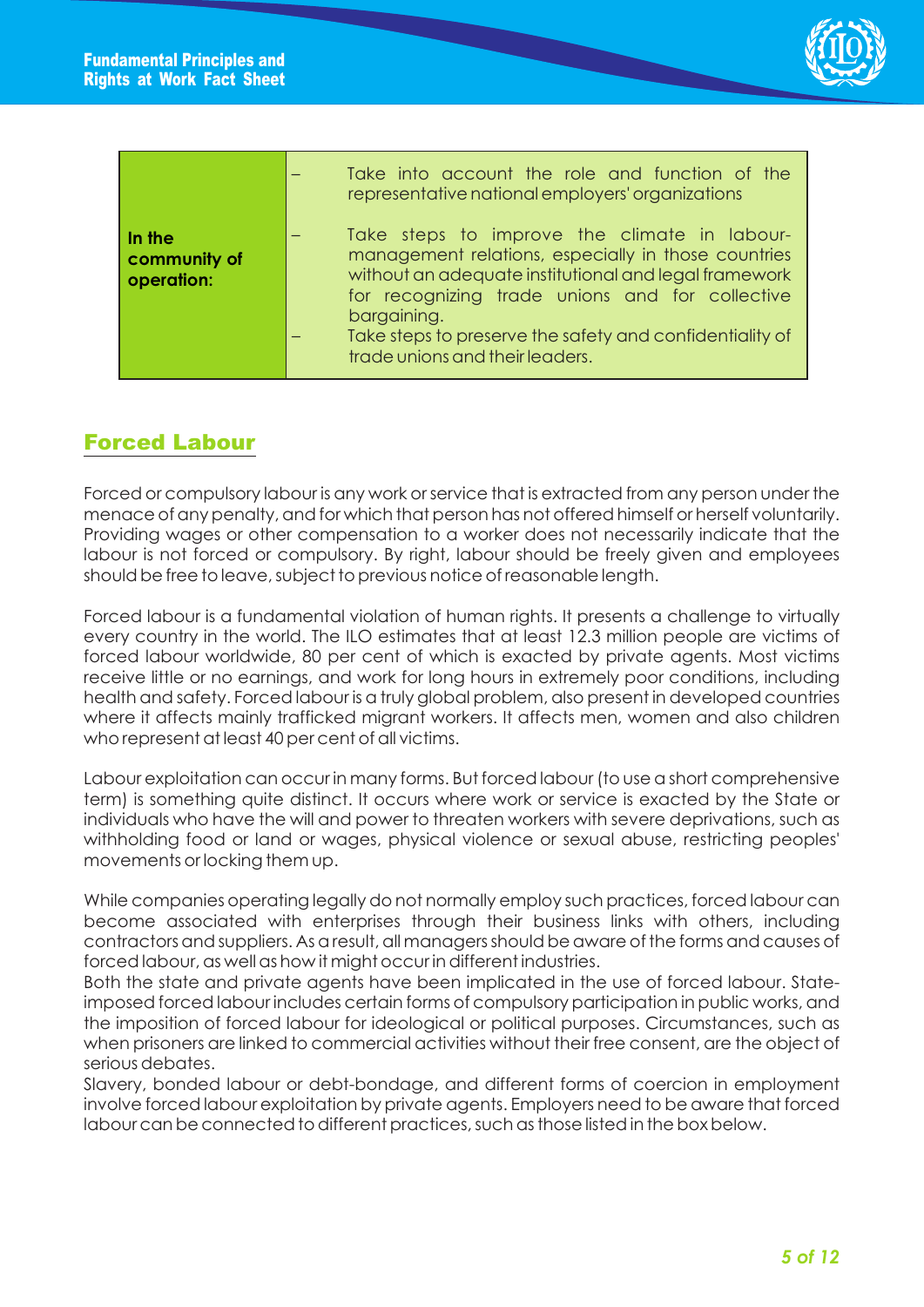| | |
|---|---|
| **In the community of operation:** | – Take into account the role and function of the representative national employers' organizations<br>– Take steps to improve the climate in labour-management relations, especially in those countries without an adequate institutional and legal framework for recognizing trade unions and for collective bargaining.<br>– Take steps to preserve the safety and confidentiality of trade unions and their leaders. |

## Forced Labour

Forced or compulsory labour is any work or service that is extracted from any person under the menace of any penalty, and for which that person has not offered himself or herself voluntarily. Providing wages or other compensation to a worker does not necessarily indicate that the labour is not forced or compulsory. By right, labour should be freely given and employees should be free to leave, subject to previous notice of reasonable length.

Forced labour is a fundamental violation of human rights. It presents a challenge to virtually every country in the world. The ILO estimates that at least 12.3 million people are victims of forced labour worldwide, 80 per cent of which is exacted by private agents. Most victims receive little or no earnings, and work for long hours in extremely poor conditions, including health and safety. Forced labour is a truly global problem, also present in developed countries where it affects mainly trafficked migrant workers. It affects men, women and also children who represent at least 40 per cent of all victims.

Labour exploitation can occur in many forms. But forced labour (to use a short comprehensive term) is something quite distinct. It occurs where work or service is exacted by the State or individuals who have the will and power to threaten workers with severe deprivations, such as withholding food or land or wages, physical violence or sexual abuse, restricting peoples' movements or locking them up.

While companies operating legally do not normally employ such practices, forced labour can become associated with enterprises through their business links with others, including contractors and suppliers. As a result, all managers should be aware of the forms and causes of forced labour, as well as how it might occur in different industries.

Both the state and private agents have been implicated in the use of forced labour. State-imposed forced labour includes certain forms of compulsory participation in public works, and the imposition of forced labour for ideological or political purposes. Circumstances, such as when prisoners are linked to commercial activities without their free consent, are the object of serious debates.

Slavery, bonded labour or debt-bondage, and different forms of coercion in employment involve forced labour exploitation by private agents. Employers need to be aware that forced labour can be connected to different practices, such as those listed in the box below.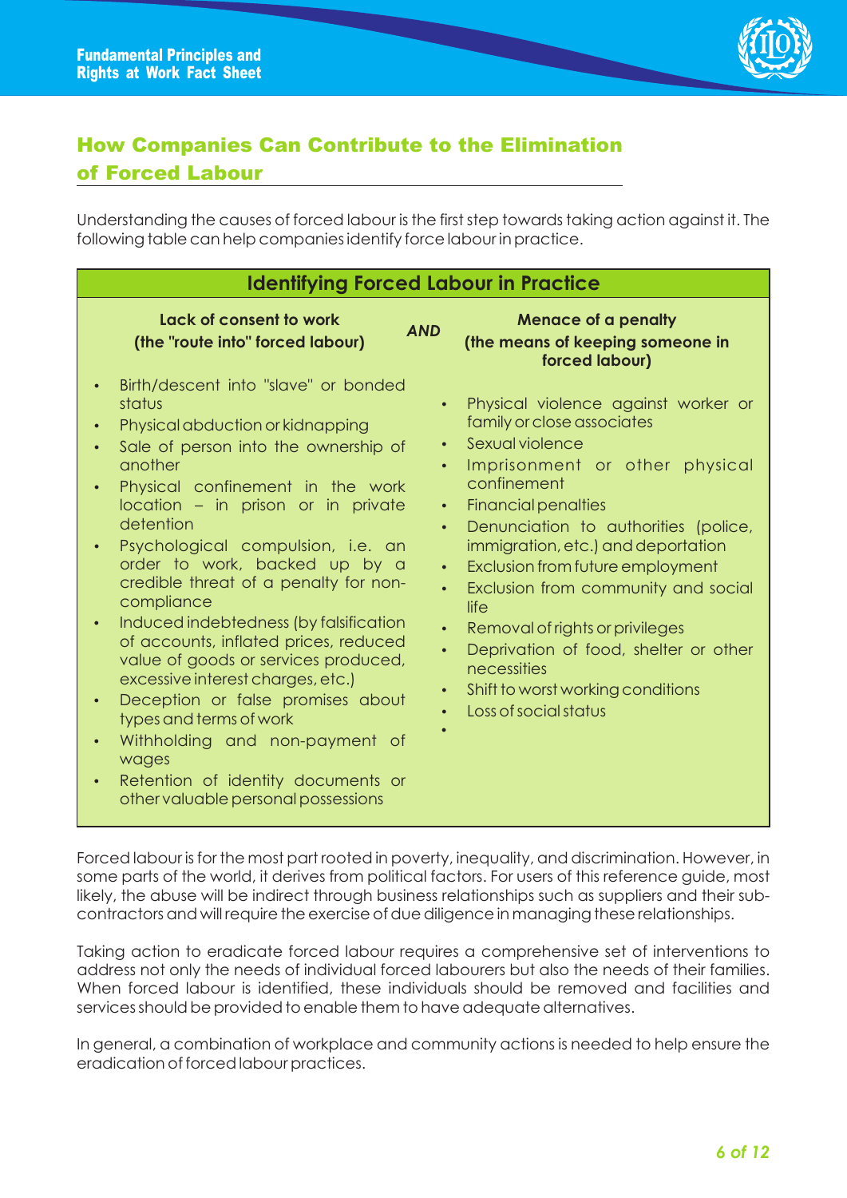## How Companies Can Contribute to the Elimination of Forced Labour

Understanding the causes of forced labour is the first step towards taking action against it. The following table can help companies identify force labour in practice.

### Identifying Forced Labour in Practice

| Lack of consent to work (the "route into" forced labour) | *AND* | Menace of a penalty (the means of keeping someone in forced labour) |
|---|---|---|
| • Birth/descent into "slave" or bonded status<br>• Physical abduction or kidnapping<br>• Sale of person into the ownership of another<br>• Physical confinement in the work location – in prison or in private detention<br>• Psychological compulsion, i.e. an order to work, backed up by a credible threat of a penalty for non-compliance<br>• Induced indebtedness (by falsification of accounts, inflated prices, reduced value of goods or services produced, excessive interest charges, etc.)<br>• Deception or false promises about types and terms of work<br>• Withholding and non-payment of wages<br>• Retention of identity documents or other valuable personal possessions | | • Physical violence against worker or family or close associates<br>• Sexual violence<br>• Imprisonment or other physical confinement<br>• Financial penalties<br>• Denunciation to authorities (police, immigration, etc.) and deportation<br>• Exclusion from future employment<br>• Exclusion from community and social life<br>• Removal of rights or privileges<br>• Deprivation of food, shelter or other necessities<br>• Shift to worst working conditions<br>• Loss of social status<br>• |

Forced labour is for the most part rooted in poverty, inequality, and discrimination. However, in some parts of the world, it derives from political factors. For users of this reference guide, most likely, the abuse will be indirect through business relationships such as suppliers and their sub-contractors and will require the exercise of due diligence in managing these relationships.

Taking action to eradicate forced labour requires a comprehensive set of interventions to address not only the needs of individual forced labourers but also the needs of their families. When forced labour is identified, these individuals should be removed and facilities and services should be provided to enable them to have adequate alternatives.

In general, a combination of workplace and community actions is needed to help ensure the eradication of forced labour practices.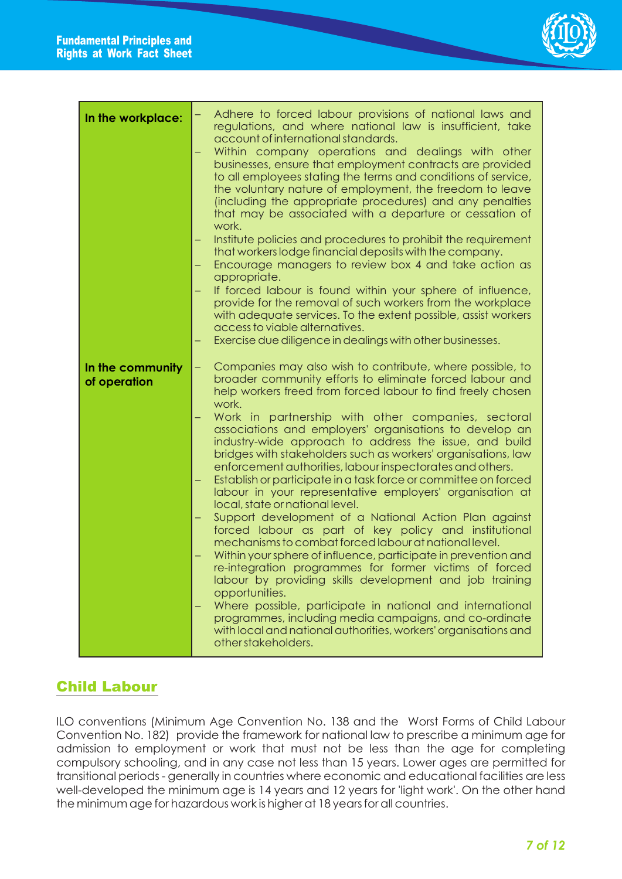| | |
|---|---|
| **In the workplace:** | – Adhere to forced labour provisions of national laws and regulations, and where national law is insufficient, take account of international standards.<br>– Within company operations and dealings with other businesses, ensure that employment contracts are provided to all employees stating the terms and conditions of service, the voluntary nature of employment, the freedom to leave (including the appropriate procedures) and any penalties that may be associated with a departure or cessation of work.<br>– Institute policies and procedures to prohibit the requirement that workers lodge financial deposits with the company.<br>– Encourage managers to review box 4 and take action as appropriate.<br>– If forced labour is found within your sphere of influence, provide for the removal of such workers from the workplace with adequate services. To the extent possible, assist workers access to viable alternatives.<br>– Exercise due diligence in dealings with other businesses. |
| **In the community of operation** | – Companies may also wish to contribute, where possible, to broader community efforts to eliminate forced labour and help workers freed from forced labour to find freely chosen work.<br>– Work in partnership with other companies, sectoral associations and employers' organisations to develop an industry-wide approach to address the issue, and build bridges with stakeholders such as workers' organisations, law enforcement authorities, labour inspectorates and others.<br>– Establish or participate in a task force or committee on forced labour in your representative employers' organisation at local, state or national level.<br>– Support development of a National Action Plan against forced labour as part of key policy and institutional mechanisms to combat forced labour at national level.<br>– Within your sphere of influence, participate in prevention and re-integration programmes for former victims of forced labour by providing skills development and job training opportunities.<br>– Where possible, participate in national and international programmes, including media campaigns, and co-ordinate with local and national authorities, workers' organisations and other stakeholders. |

## Child Labour

ILO conventions (Minimum Age Convention No. 138 and the Worst Forms of Child Labour Convention No. 182) provide the framework for national law to prescribe a minimum age for admission to employment or work that must not be less than the age for completing compulsory schooling, and in any case not less than 15 years. Lower ages are permitted for transitional periods - generally in countries where economic and educational facilities are less well-developed the minimum age is 14 years and 12 years for 'light work'. On the other hand the minimum age for hazardous work is higher at 18 years for all countries.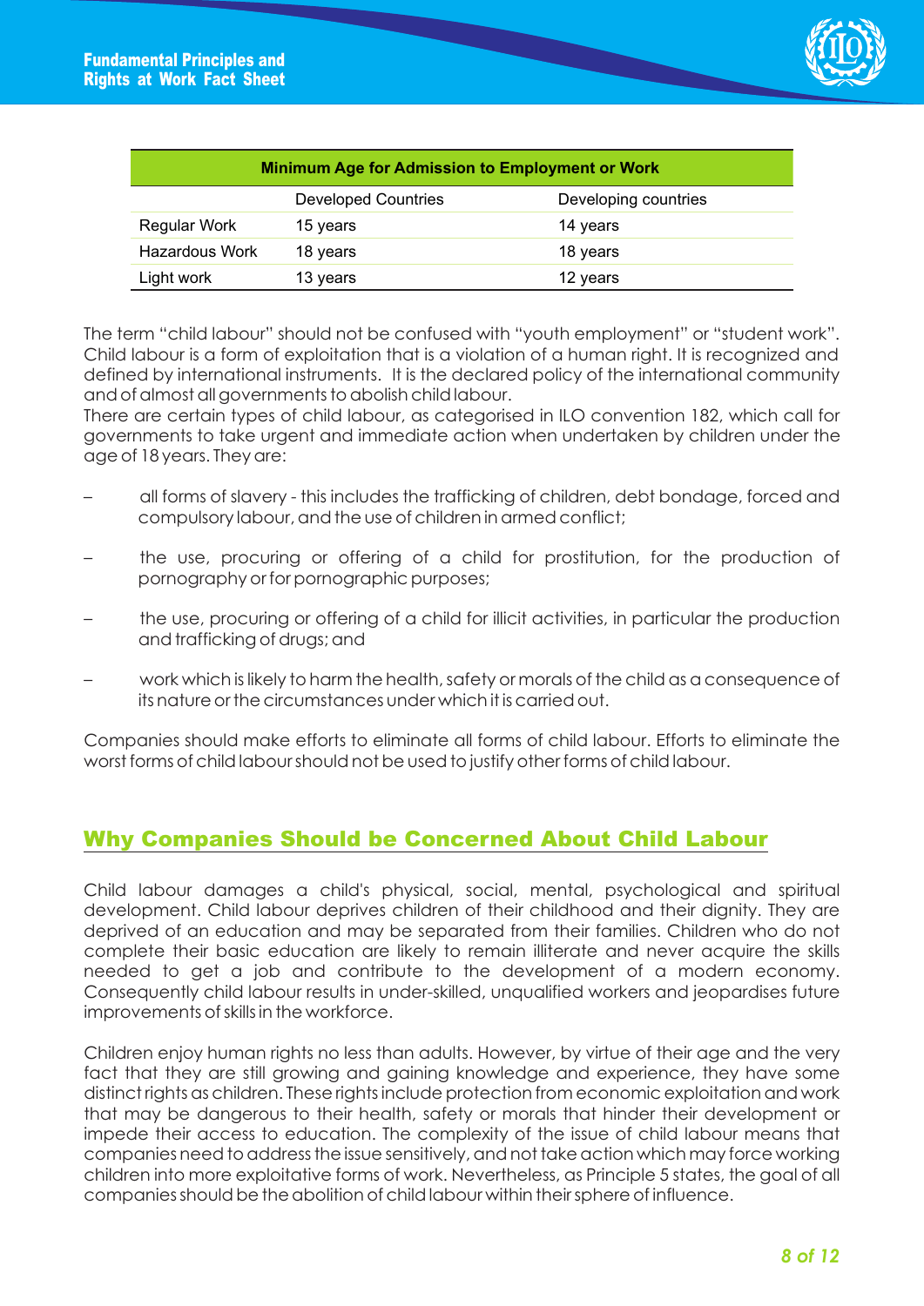| Minimum Age for Admission to Employment or Work | | |
|---|---|---|
| | Developed Countries | Developing countries |
| Regular Work | 15 years | 14 years |
| Hazardous Work | 18 years | 18 years |
| Light work | 13 years | 12 years |

The term "child labour" should not be confused with "youth employment" or "student work". Child labour is a form of exploitation that is a violation of a human right. It is recognized and defined by international instruments. It is the declared policy of the international community and of almost all governments to abolish child labour.

There are certain types of child labour, as categorised in ILO convention 182, which call for governments to take urgent and immediate action when undertaken by children under the age of 18 years. They are:

- all forms of slavery - this includes the trafficking of children, debt bondage, forced and compulsory labour, and the use of children in armed conflict;
- the use, procuring or offering of a child for prostitution, for the production of pornography or for pornographic purposes;
- the use, procuring or offering of a child for illicit activities, in particular the production and trafficking of drugs; and
- work which is likely to harm the health, safety or morals of the child as a consequence of its nature or the circumstances under which it is carried out.

Companies should make efforts to eliminate all forms of child labour. Efforts to eliminate the worst forms of child labour should not be used to justify other forms of child labour.

## Why Companies Should be Concerned About Child Labour

Child labour damages a child's physical, social, mental, psychological and spiritual development. Child labour deprives children of their childhood and their dignity. They are deprived of an education and may be separated from their families. Children who do not complete their basic education are likely to remain illiterate and never acquire the skills needed to get a job and contribute to the development of a modern economy. Consequently child labour results in under-skilled, unqualified workers and jeopardises future improvements of skills in the workforce.

Children enjoy human rights no less than adults. However, by virtue of their age and the very fact that they are still growing and gaining knowledge and experience, they have some distinct rights as children. These rights include protection from economic exploitation and work that may be dangerous to their health, safety or morals that hinder their development or impede their access to education. The complexity of the issue of child labour means that companies need to address the issue sensitively, and not take action which may force working children into more exploitative forms of work. Nevertheless, as Principle 5 states, the goal of all companies should be the abolition of child labour within their sphere of influence.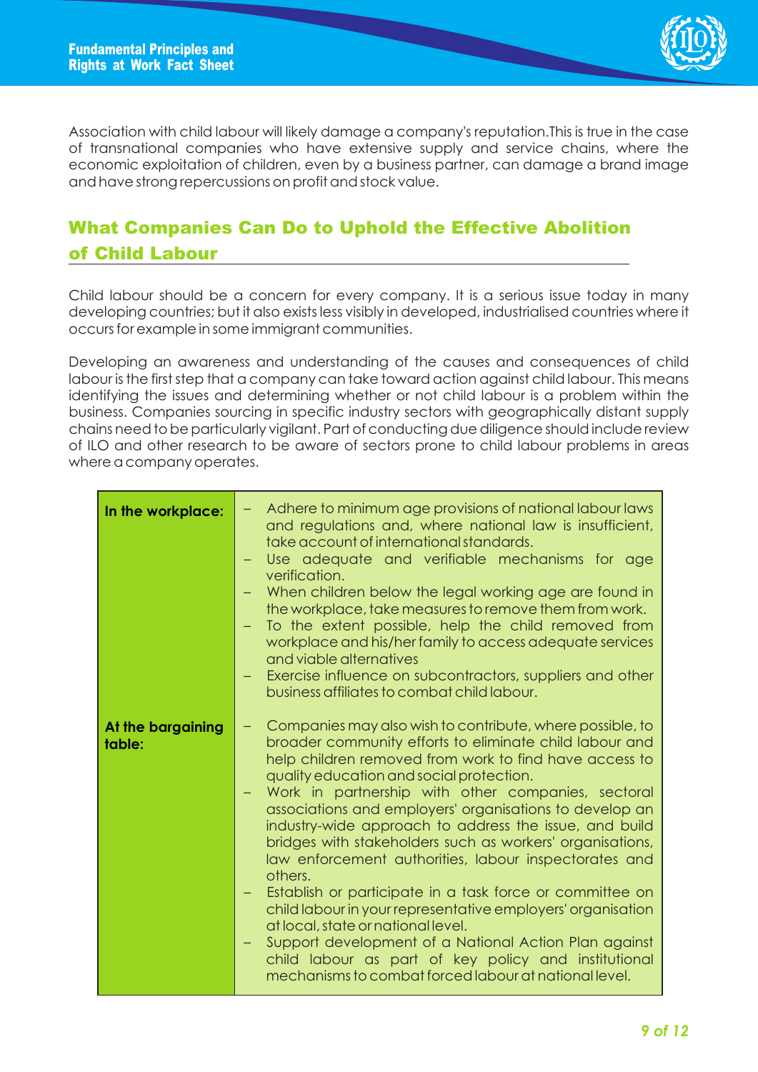Association with child labour will likely damage a company's reputation.This is true in the case of transnational companies who have extensive supply and service chains, where the economic exploitation of children, even by a business partner, can damage a brand image and have strong repercussions on profit and stock value.

## What Companies Can Do to Uphold the Effective Abolition of Child Labour

Child labour should be a concern for every company. It is a serious issue today in many developing countries; but it also exists less visibly in developed, industrialised countries where it occurs for example in some immigrant communities.

Developing an awareness and understanding of the causes and consequences of child labour is the first step that a company can take toward action against child labour. This means identifying the issues and determining whether or not child labour is a problem within the business. Companies sourcing in specific industry sectors with geographically distant supply chains need to be particularly vigilant. Part of conducting due diligence should include review of ILO and other research to be aware of sectors prone to child labour problems in areas where a company operates.

| | |
|---|---|
| **In the workplace:** | – Adhere to minimum age provisions of national labour laws and regulations and, where national law is insufficient, take account of international standards.<br>– Use adequate and verifiable mechanisms for age verification.<br>– When children below the legal working age are found in the workplace, take measures to remove them from work.<br>– To the extent possible, help the child removed from workplace and his/her family to access adequate services and viable alternatives<br>– Exercise influence on subcontractors, suppliers and other business affiliates to combat child labour. |
| **At the bargaining table:** | – Companies may also wish to contribute, where possible, to broader community efforts to eliminate child labour and help children removed from work to find have access to quality education and social protection.<br>– Work in partnership with other companies, sectoral associations and employers' organisations to develop an industry-wide approach to address the issue, and build bridges with stakeholders such as workers' organisations, law enforcement authorities, labour inspectorates and others.<br>– Establish or participate in a task force or committee on child labour in your representative employers' organisation at local, state or national level.<br>– Support development of a National Action Plan against child labour as part of key policy and institutional mechanisms to combat forced labour at national level. |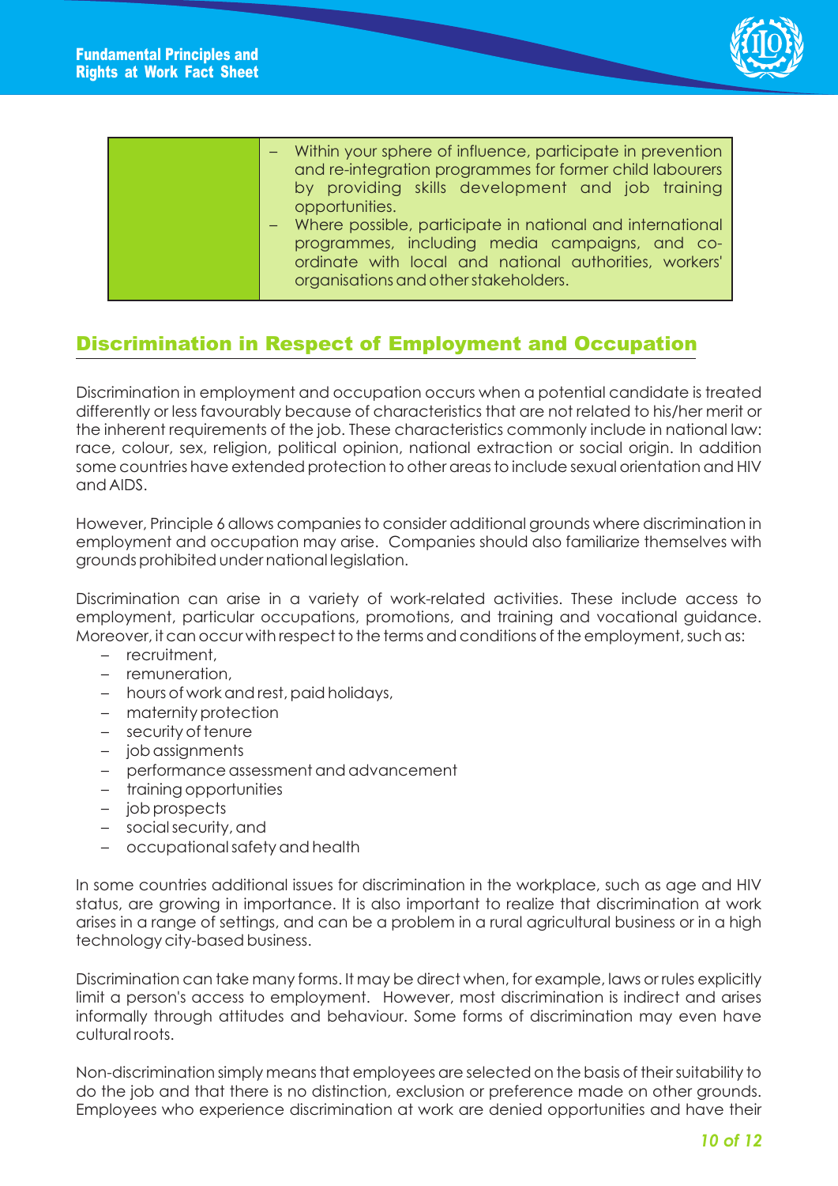| | |
|---|---|
| | – Within your sphere of influence, participate in prevention and re-integration programmes for former child labourers by providing skills development and job training opportunities.<br>– Where possible, participate in national and international programmes, including media campaigns, and co-ordinate with local and national authorities, workers' organisations and other stakeholders. |

## Discrimination in Respect of Employment and Occupation

Discrimination in employment and occupation occurs when a potential candidate is treated differently or less favourably because of characteristics that are not related to his/her merit or the inherent requirements of the job. These characteristics commonly include in national law: race, colour, sex, religion, political opinion, national extraction or social origin. In addition some countries have extended protection to other areas to include sexual orientation and HIV and AIDS.

However, Principle 6 allows companies to consider additional grounds where discrimination in employment and occupation may arise. Companies should also familiarize themselves with grounds prohibited under national legislation.

Discrimination can arise in a variety of work-related activities. These include access to employment, particular occupations, promotions, and training and vocational guidance. Moreover, it can occur with respect to the terms and conditions of the employment, such as:

- recruitment,
- remuneration,
- hours of work and rest, paid holidays,
- maternity protection
- security of tenure
- job assignments
- performance assessment and advancement
- training opportunities
- job prospects
- social security, and
- occupational safety and health

In some countries additional issues for discrimination in the workplace, such as age and HIV status, are growing in importance. It is also important to realize that discrimination at work arises in a range of settings, and can be a problem in a rural agricultural business or in a high technology city-based business.

Discrimination can take many forms. It may be direct when, for example, laws or rules explicitly limit a person's access to employment. However, most discrimination is indirect and arises informally through attitudes and behaviour. Some forms of discrimination may even have cultural roots.

Non-discrimination simply means that employees are selected on the basis of their suitability to do the job and that there is no distinction, exclusion or preference made on other grounds. Employees who experience discrimination at work are denied opportunities and have their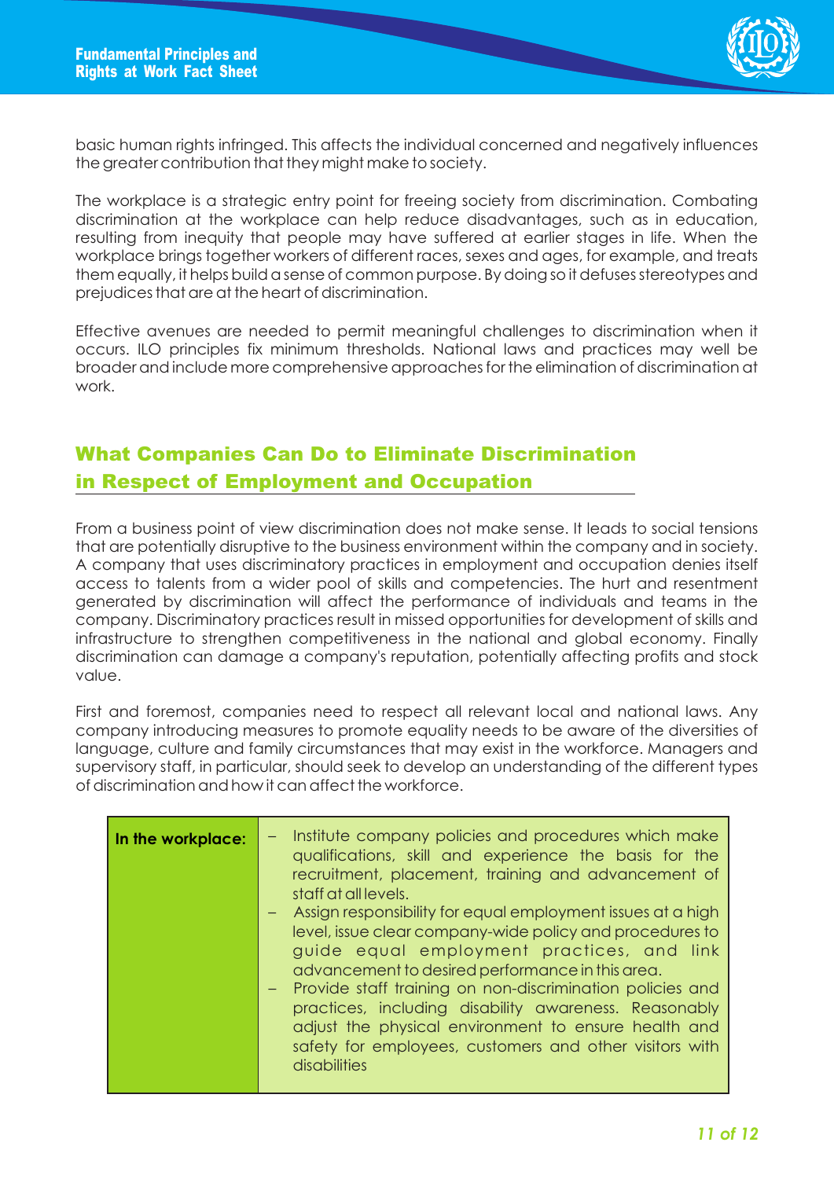basic human rights infringed. This affects the individual concerned and negatively influences the greater contribution that they might make to society.

The workplace is a strategic entry point for freeing society from discrimination. Combating discrimination at the workplace can help reduce disadvantages, such as in education, resulting from inequity that people may have suffered at earlier stages in life. When the workplace brings together workers of different races, sexes and ages, for example, and treats them equally, it helps build a sense of common purpose. By doing so it defuses stereotypes and prejudices that are at the heart of discrimination.

Effective avenues are needed to permit meaningful challenges to discrimination when it occurs. ILO principles fix minimum thresholds. National laws and practices may well be broader and include more comprehensive approaches for the elimination of discrimination at work.

## What Companies Can Do to Eliminate Discrimination in Respect of Employment and Occupation

From a business point of view discrimination does not make sense. It leads to social tensions that are potentially disruptive to the business environment within the company and in society. A company that uses discriminatory practices in employment and occupation denies itself access to talents from a wider pool of skills and competencies. The hurt and resentment generated by discrimination will affect the performance of individuals and teams in the company. Discriminatory practices result in missed opportunities for development of skills and infrastructure to strengthen competitiveness in the national and global economy. Finally discrimination can damage a company's reputation, potentially affecting profits and stock value.

First and foremost, companies need to respect all relevant local and national laws. Any company introducing measures to promote equality needs to be aware of the diversities of language, culture and family circumstances that may exist in the workforce. Managers and supervisory staff, in particular, should seek to develop an understanding of the different types of discrimination and how it can affect the workforce.

| | |
|---|---|
| **In the workplace:** | – Institute company policies and procedures which make qualifications, skill and experience the basis for the recruitment, placement, training and advancement of staff at all levels.<br>– Assign responsibility for equal employment issues at a high level, issue clear company-wide policy and procedures to guide equal employment practices, and link advancement to desired performance in this area.<br>– Provide staff training on non-discrimination policies and practices, including disability awareness. Reasonably adjust the physical environment to ensure health and safety for employees, customers and other visitors with disabilities |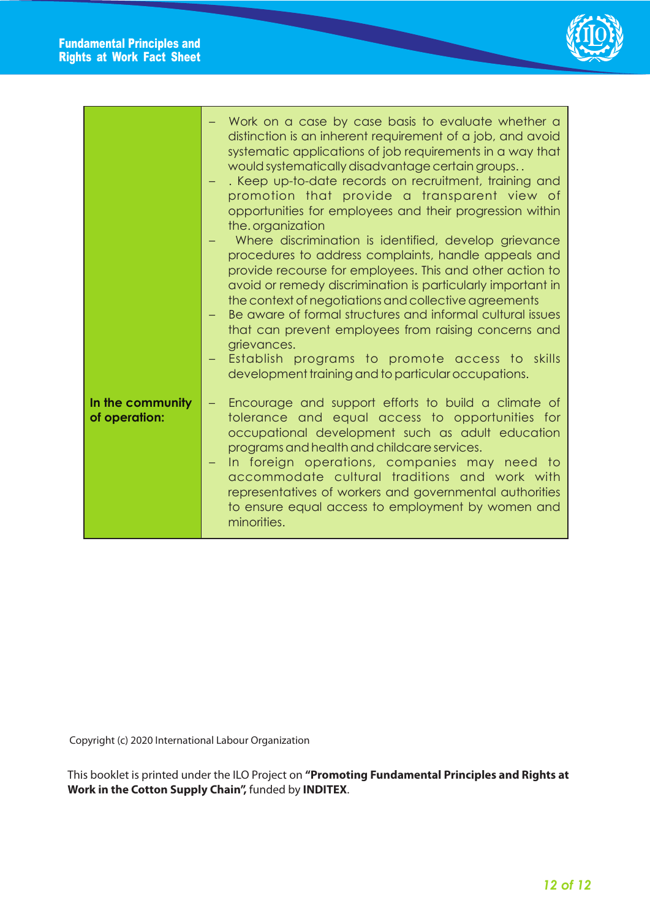| | |
|---|---|
| | – Work on a case by case basis to evaluate whether a distinction is an inherent requirement of a job, and avoid systematic applications of job requirements in a way that would systematically disadvantage certain groups. .<br>– . Keep up-to-date records on recruitment, training and promotion that provide a transparent view of opportunities for employees and their progression within the. organization<br>– Where discrimination is identified, develop grievance procedures to address complaints, handle appeals and provide recourse for employees. This and other action to avoid or remedy discrimination is particularly important in the context of negotiations and collective agreements<br>– Be aware of formal structures and informal cultural issues that can prevent employees from raising concerns and grievances.<br>– Establish programs to promote access to skills development training and to particular occupations. |
| **In the community of operation:** | – Encourage and support efforts to build a climate of tolerance and equal access to opportunities for occupational development such as adult education programs and health and childcare services.<br>– In foreign operations, companies may need to accommodate cultural traditions and work with representatives of workers and governmental authorities to ensure equal access to employment by women and minorities. |

Copyright (c) 2020 International Labour Organization

This booklet is printed under the ILO Project on **"Promoting Fundamental Principles and Rights at Work in the Cotton Supply Chain",** funded by **INDITEX**.